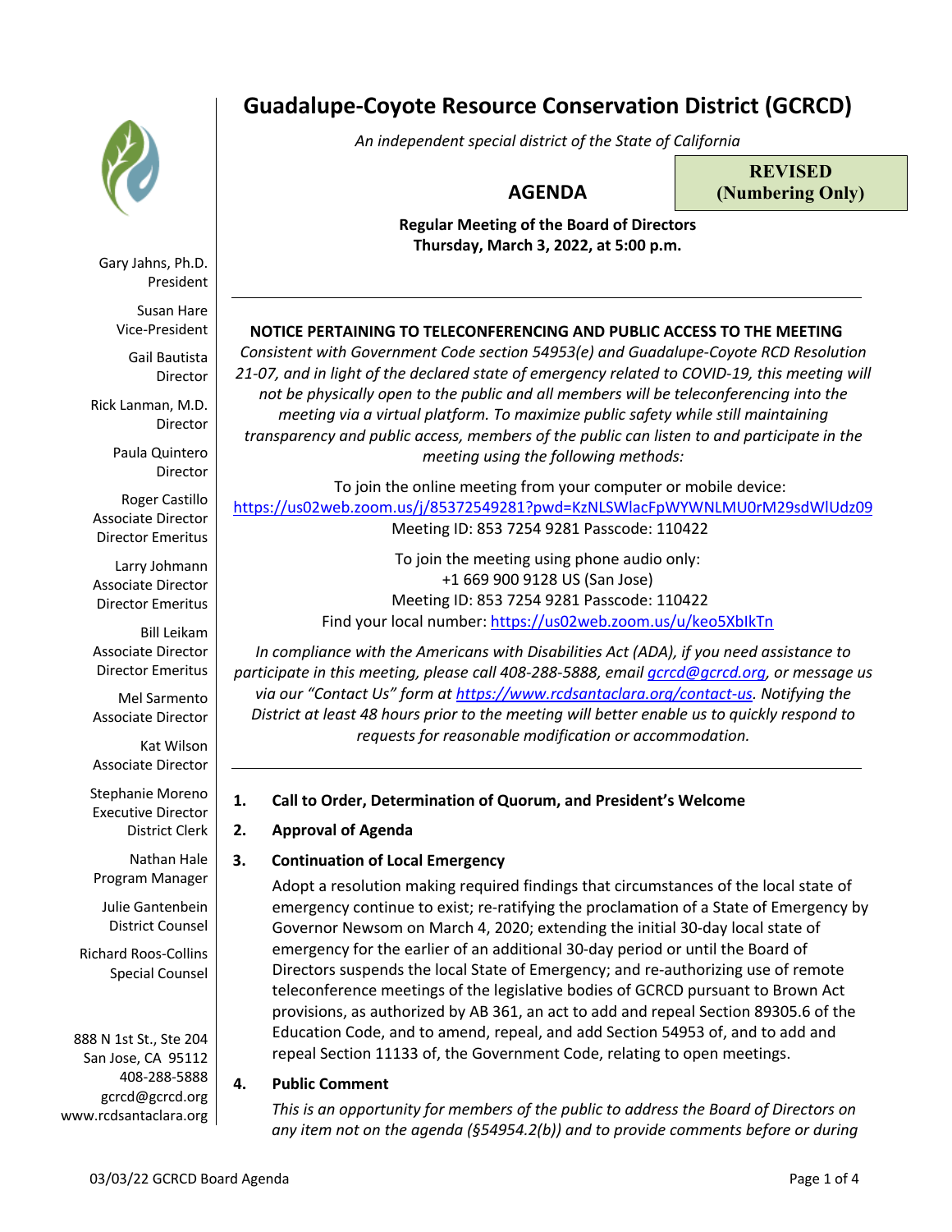# Guadalupe-Coyote Resource Conservation District (GCRCD)

*An independent special district of the State of California*

**REVISED (Numbering Only)**

## AGENDA

**Regular Meeting of the Board of Directors**
**Thursday, March 3, 2022, at 5:00 p.m.**

Gary Jahns, Ph.D.
President

Susan Hare
Vice-President

Gail Bautista
Director

Rick Lanman, M.D.
Director

Paula Quintero
Director

Roger Castillo
Associate Director
Director Emeritus

Larry Johmann
Associate Director
Director Emeritus

Bill Leikam
Associate Director
Director Emeritus

Mel Sarmento
Associate Director

Kat Wilson
Associate Director

Stephanie Moreno
Executive Director
District Clerk

Nathan Hale
Program Manager

Julie Gantenbein
District Counsel

Richard Roos-Collins
Special Counsel

888 N 1st St., Ste 204
San Jose, CA 95112
408-288-5888
gcrcd@gcrcd.org
www.rcdsantaclara.org

---

**NOTICE PERTAINING TO TELECONFERENCING AND PUBLIC ACCESS TO THE MEETING**

*Consistent with Government Code section 54953(e) and Guadalupe-Coyote RCD Resolution 21-07, and in light of the declared state of emergency related to COVID-19, this meeting will not be physically open to the public and all members will be teleconferencing into the meeting via a virtual platform. To maximize public safety while still maintaining transparency and public access, members of the public can listen to and participate in the meeting using the following methods:*

To join the online meeting from your computer or mobile device:
https://us02web.zoom.us/j/85372549281?pwd=KzNLSWlacFpWYWNLMU0rM29sdWlUdz09
Meeting ID: 853 7254 9281 Passcode: 110422

To join the meeting using phone audio only:
+1 669 900 9128 US (San Jose)
Meeting ID: 853 7254 9281 Passcode: 110422
Find your local number: https://us02web.zoom.us/u/keo5XbIkTn

*In compliance with the Americans with Disabilities Act (ADA), if you need assistance to participate in this meeting, please call 408-288-5888, email gcrcd@gcrcd.org, or message us via our "Contact Us" form at https://www.rcdsantaclara.org/contact-us. Notifying the District at least 48 hours prior to the meeting will better enable us to quickly respond to requests for reasonable modification or accommodation.*

---

1. **Call to Order, Determination of Quorum, and President's Welcome**

2. **Approval of Agenda**

3. **Continuation of Local Emergency**

   Adopt a resolution making required findings that circumstances of the local state of emergency continue to exist; re-ratifying the proclamation of a State of Emergency by Governor Newsom on March 4, 2020; extending the initial 30-day local state of emergency for the earlier of an additional 30-day period or until the Board of Directors suspends the local State of Emergency; and re-authorizing use of remote teleconference meetings of the legislative bodies of GCRCD pursuant to Brown Act provisions, as authorized by AB 361, an act to add and repeal Section 89305.6 of the Education Code, and to amend, repeal, and add Section 54953 of, and to add and repeal Section 11133 of, the Government Code, relating to open meetings.

4. **Public Comment**

   *This is an opportunity for members of the public to address the Board of Directors on any item not on the agenda (§54954.2(b)) and to provide comments before or during*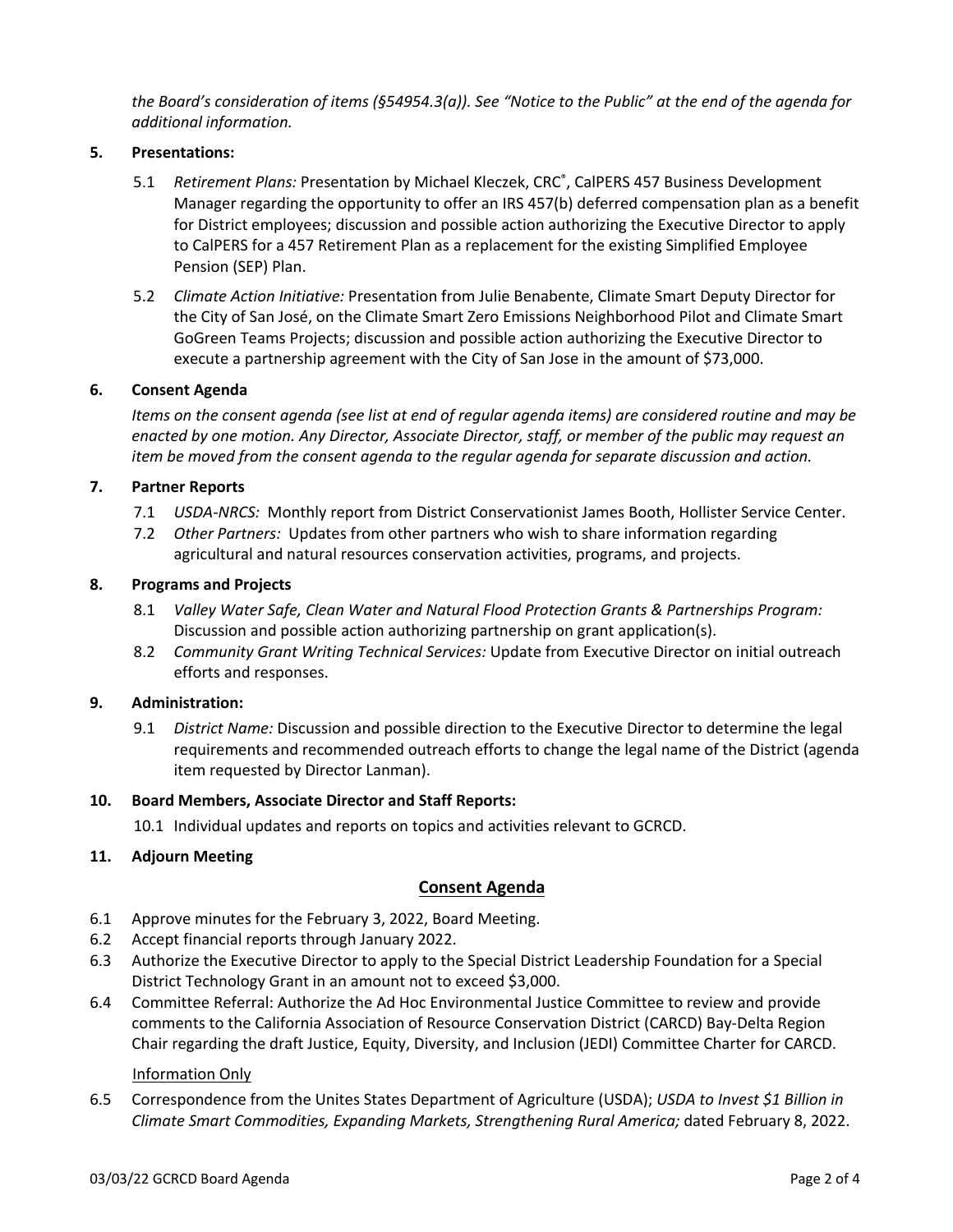*the Board's consideration of items (§54954.3(a)). See "Notice to the Public" at the end of the agenda for additional information.*

**5. Presentations:**

5.1 *Retirement Plans:* Presentation by Michael Kleczek, CRC®, CalPERS 457 Business Development Manager regarding the opportunity to offer an IRS 457(b) deferred compensation plan as a benefit for District employees; discussion and possible action authorizing the Executive Director to apply to CalPERS for a 457 Retirement Plan as a replacement for the existing Simplified Employee Pension (SEP) Plan.

5.2 *Climate Action Initiative:* Presentation from Julie Benabente, Climate Smart Deputy Director for the City of San José, on the Climate Smart Zero Emissions Neighborhood Pilot and Climate Smart GoGreen Teams Projects; discussion and possible action authorizing the Executive Director to execute a partnership agreement with the City of San Jose in the amount of $73,000.

**6. Consent Agenda**

*Items on the consent agenda (see list at end of regular agenda items) are considered routine and may be enacted by one motion. Any Director, Associate Director, staff, or member of the public may request an item be moved from the consent agenda to the regular agenda for separate discussion and action.*

**7. Partner Reports**

7.1 *USDA-NRCS:* Monthly report from District Conservationist James Booth, Hollister Service Center.

7.2 *Other Partners:* Updates from other partners who wish to share information regarding agricultural and natural resources conservation activities, programs, and projects.

**8. Programs and Projects**

8.1 *Valley Water Safe, Clean Water and Natural Flood Protection Grants & Partnerships Program:* Discussion and possible action authorizing partnership on grant application(s).

8.2 *Community Grant Writing Technical Services:* Update from Executive Director on initial outreach efforts and responses.

**9. Administration:**

9.1 *District Name:* Discussion and possible direction to the Executive Director to determine the legal requirements and recommended outreach efforts to change the legal name of the District (agenda item requested by Director Lanman).

**10. Board Members, Associate Director and Staff Reports:**

10.1 Individual updates and reports on topics and activities relevant to GCRCD.

**11. Adjourn Meeting**

## Consent Agenda

6.1 Approve minutes for the February 3, 2022, Board Meeting.

6.2 Accept financial reports through January 2022.

6.3 Authorize the Executive Director to apply to the Special District Leadership Foundation for a Special District Technology Grant in an amount not to exceed $3,000.

6.4 Committee Referral: Authorize the Ad Hoc Environmental Justice Committee to review and provide comments to the California Association of Resource Conservation District (CARCD) Bay-Delta Region Chair regarding the draft Justice, Equity, Diversity, and Inclusion (JEDI) Committee Charter for CARCD.

Information Only

6.5 Correspondence from the Unites States Department of Agriculture (USDA); *USDA to Invest $1 Billion in Climate Smart Commodities, Expanding Markets, Strengthening Rural America;* dated February 8, 2022.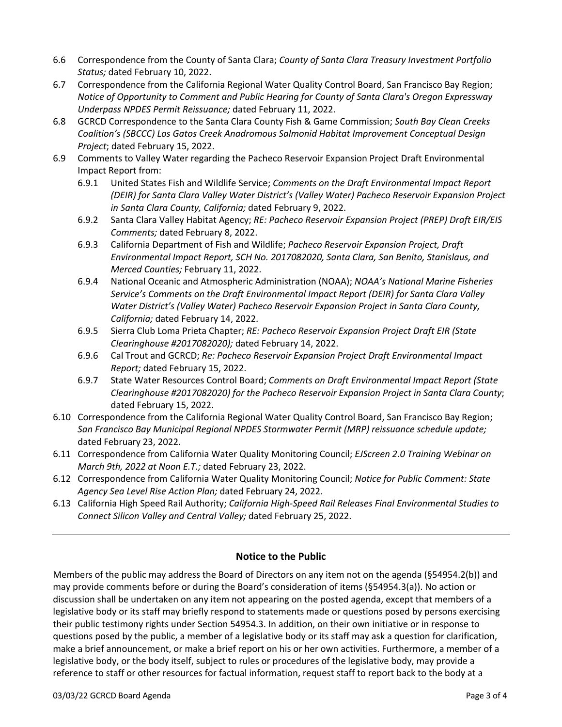- 6.6 Correspondence from the County of Santa Clara; *County of Santa Clara Treasury Investment Portfolio Status;* dated February 10, 2022.
- 6.7 Correspondence from the California Regional Water Quality Control Board, San Francisco Bay Region; *Notice of Opportunity to Comment and Public Hearing for County of Santa Clara's Oregon Expressway Underpass NPDES Permit Reissuance;* dated February 11, 2022.
- 6.8 GCRCD Correspondence to the Santa Clara County Fish & Game Commission; *South Bay Clean Creeks Coalition's (SBCCC) Los Gatos Creek Anadromous Salmonid Habitat Improvement Conceptual Design Project*; dated February 15, 2022.
- 6.9 Comments to Valley Water regarding the Pacheco Reservoir Expansion Project Draft Environmental Impact Report from:
  - 6.9.1 United States Fish and Wildlife Service; *Comments on the Draft Environmental Impact Report (DEIR) for Santa Clara Valley Water District's (Valley Water) Pacheco Reservoir Expansion Project in Santa Clara County, California;* dated February 9, 2022.
  - 6.9.2 Santa Clara Valley Habitat Agency; *RE: Pacheco Reservoir Expansion Project (PREP) Draft EIR/EIS Comments;* dated February 8, 2022.
  - 6.9.3 California Department of Fish and Wildlife; *Pacheco Reservoir Expansion Project, Draft Environmental Impact Report, SCH No. 2017082020, Santa Clara, San Benito, Stanislaus, and Merced Counties;* February 11, 2022.
  - 6.9.4 National Oceanic and Atmospheric Administration (NOAA); *NOAA's National Marine Fisheries Service's Comments on the Draft Environmental Impact Report (DEIR) for Santa Clara Valley Water District's (Valley Water) Pacheco Reservoir Expansion Project in Santa Clara County, California;* dated February 14, 2022.
  - 6.9.5 Sierra Club Loma Prieta Chapter; *RE: Pacheco Reservoir Expansion Project Draft EIR (State Clearinghouse #2017082020);* dated February 14, 2022.
  - 6.9.6 Cal Trout and GCRCD; *Re: Pacheco Reservoir Expansion Project Draft Environmental Impact Report;* dated February 15, 2022.
  - 6.9.7 State Water Resources Control Board; *Comments on Draft Environmental Impact Report (State Clearinghouse #2017082020) for the Pacheco Reservoir Expansion Project in Santa Clara County*; dated February 15, 2022.
- 6.10 Correspondence from the California Regional Water Quality Control Board, San Francisco Bay Region; *San Francisco Bay Municipal Regional NPDES Stormwater Permit (MRP) reissuance schedule update;* dated February 23, 2022.
- 6.11 Correspondence from California Water Quality Monitoring Council; *EJScreen 2.0 Training Webinar on March 9th, 2022 at Noon E.T.;* dated February 23, 2022.
- 6.12 Correspondence from California Water Quality Monitoring Council; *Notice for Public Comment: State Agency Sea Level Rise Action Plan;* dated February 24, 2022.
- 6.13 California High Speed Rail Authority; *California High-Speed Rail Releases Final Environmental Studies to Connect Silicon Valley and Central Valley;* dated February 25, 2022.

---

## Notice to the Public

Members of the public may address the Board of Directors on any item not on the agenda (§54954.2(b)) and may provide comments before or during the Board's consideration of items (§54954.3(a)). No action or discussion shall be undertaken on any item not appearing on the posted agenda, except that members of a legislative body or its staff may briefly respond to statements made or questions posed by persons exercising their public testimony rights under Section 54954.3. In addition, on their own initiative or in response to questions posed by the public, a member of a legislative body or its staff may ask a question for clarification, make a brief announcement, or make a brief report on his or her own activities. Furthermore, a member of a legislative body, or the body itself, subject to rules or procedures of the legislative body, may provide a reference to staff or other resources for factual information, request staff to report back to the body at a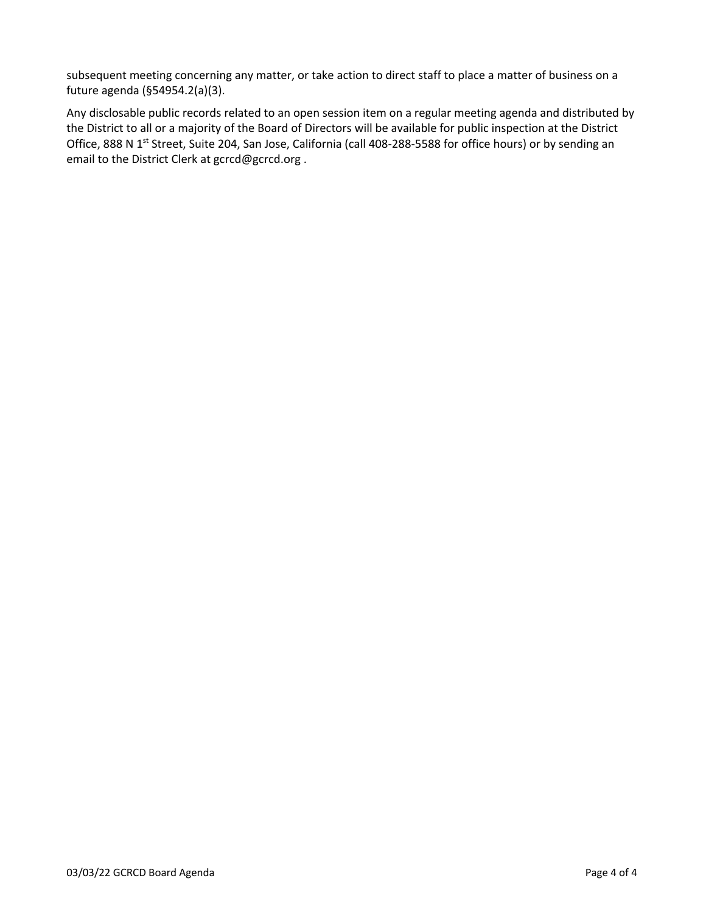subsequent meeting concerning any matter, or take action to direct staff to place a matter of business on a future agenda (§54954.2(a)(3).

Any disclosable public records related to an open session item on a regular meeting agenda and distributed by the District to all or a majority of the Board of Directors will be available for public inspection at the District Office, 888 N 1st Street, Suite 204, San Jose, California (call 408-288-5588 for office hours) or by sending an email to the District Clerk at gcrcd@gcrcd.org .